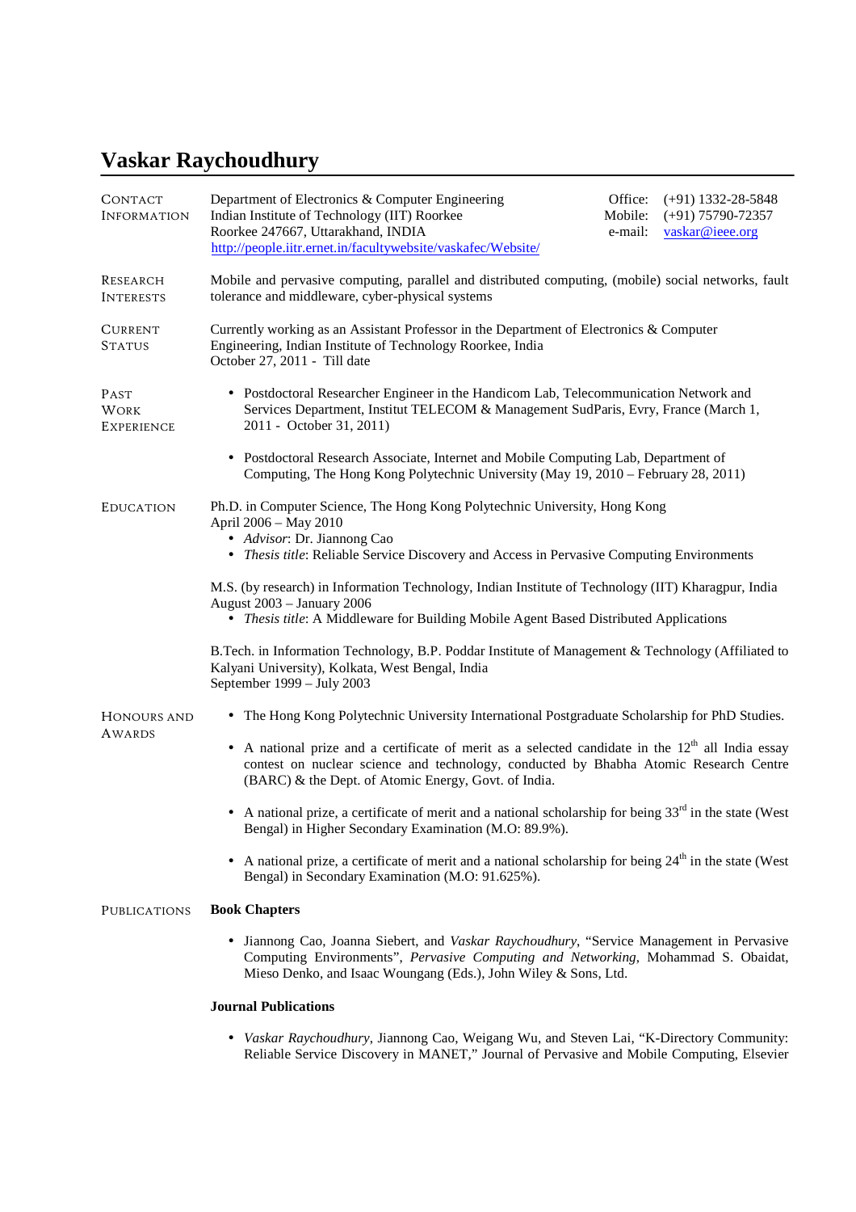# Vaskar Raychoudhury

## Contact Information

Department of Electronics & Computer Engineering
Indian Institute of Technology (IIT) Roorkee
Roorkee 247667, Uttarakhand, INDIA
http://people.iitr.ernet.in/facultywebsite/vaskafec/Website/

Office: (+91) 1332-28-5848
Mobile: (+91) 75790-72357
e-mail: vaskar@ieee.org

## Research Interests

Mobile and pervasive computing, parallel and distributed computing, (mobile) social networks, fault tolerance and middleware, cyber-physical systems

## Current Status

Currently working as an Assistant Professor in the Department of Electronics & Computer Engineering, Indian Institute of Technology Roorkee, India
October 27, 2011 - Till date

## Past Work Experience

- Postdoctoral Researcher Engineer in the Handicom Lab, Telecommunication Network and Services Department, Institut TELECOM & Management SudParis, Evry, France (March 1, 2011 - October 31, 2011)
- Postdoctoral Research Associate, Internet and Mobile Computing Lab, Department of Computing, The Hong Kong Polytechnic University (May 19, 2010 – February 28, 2011)

## Education

Ph.D. in Computer Science, The Hong Kong Polytechnic University, Hong Kong
April 2006 – May 2010

- *Advisor*: Dr. Jiannong Cao
- *Thesis title*: Reliable Service Discovery and Access in Pervasive Computing Environments

M.S. (by research) in Information Technology, Indian Institute of Technology (IIT) Kharagpur, India
August 2003 – January 2006

- *Thesis title*: A Middleware for Building Mobile Agent Based Distributed Applications

B.Tech. in Information Technology, B.P. Poddar Institute of Management & Technology (Affiliated to Kalyani University), Kolkata, West Bengal, India
September 1999 – July 2003

## Honours and Awards

- The Hong Kong Polytechnic University International Postgraduate Scholarship for PhD Studies.
- A national prize and a certificate of merit as a selected candidate in the 12th all India essay contest on nuclear science and technology, conducted by Bhabha Atomic Research Centre (BARC) & the Dept. of Atomic Energy, Govt. of India.
- A national prize, a certificate of merit and a national scholarship for being 33rd in the state (West Bengal) in Higher Secondary Examination (M.O: 89.9%).
- A national prize, a certificate of merit and a national scholarship for being 24th in the state (West Bengal) in Secondary Examination (M.O: 91.625%).

## Publications

### Book Chapters

- Jiannong Cao, Joanna Siebert, and *Vaskar Raychoudhury*, "Service Management in Pervasive Computing Environments", *Pervasive Computing and Networking*, Mohammad S. Obaidat, Mieso Denko, and Isaac Woungang (Eds.), John Wiley & Sons, Ltd.

### Journal Publications

- *Vaskar Raychoudhury*, Jiannong Cao, Weigang Wu, and Steven Lai, "K-Directory Community: Reliable Service Discovery in MANET," Journal of Pervasive and Mobile Computing, Elsevier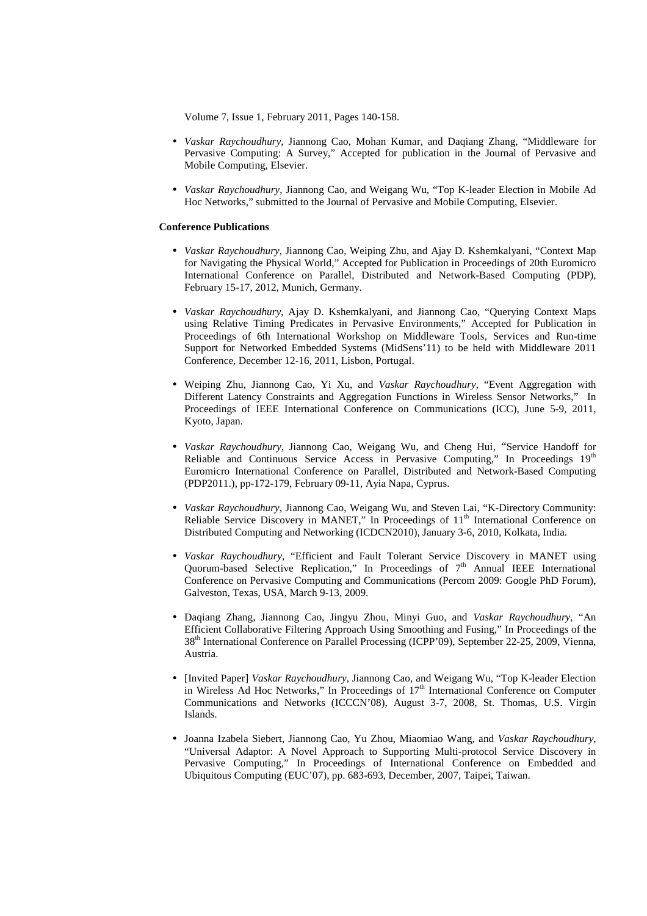Volume 7, Issue 1, February 2011, Pages 140-158.

- *Vaskar Raychoudhury*, Jiannong Cao, Mohan Kumar, and Daqiang Zhang, "Middleware for Pervasive Computing: A Survey," Accepted for publication in the Journal of Pervasive and Mobile Computing, Elsevier.
- *Vaskar Raychoudhury*, Jiannong Cao, and Weigang Wu, "Top K-leader Election in Mobile Ad Hoc Networks," submitted to the Journal of Pervasive and Mobile Computing, Elsevier.

**Conference Publications**

- *Vaskar Raychoudhury*, Jiannong Cao, Weiping Zhu, and Ajay D. Kshemkalyani, "Context Map for Navigating the Physical World," Accepted for Publication in Proceedings of 20th Euromicro International Conference on Parallel, Distributed and Network-Based Computing (PDP), February 15-17, 2012, Munich, Germany.
- *Vaskar Raychoudhury*, Ajay D. Kshemkalyani, and Jiannong Cao, "Querying Context Maps using Relative Timing Predicates in Pervasive Environments," Accepted for Publication in Proceedings of 6th International Workshop on Middleware Tools, Services and Run-time Support for Networked Embedded Systems (MidSens'11) to be held with Middleware 2011 Conference, December 12-16, 2011, Lisbon, Portugal.
- Weiping Zhu, Jiannong Cao, Yi Xu, and *Vaskar Raychoudhury*, "Event Aggregation with Different Latency Constraints and Aggregation Functions in Wireless Sensor Networks," In Proceedings of IEEE International Conference on Communications (ICC), June 5-9, 2011, Kyoto, Japan.
- *Vaskar Raychoudhury*, Jiannong Cao, Weigang Wu, and Cheng Hui, "Service Handoff for Reliable and Continuous Service Access in Pervasive Computing," In Proceedings 19th Euromicro International Conference on Parallel, Distributed and Network-Based Computing (PDP2011.), pp-172-179, February 09-11, Ayia Napa, Cyprus.
- *Vaskar Raychoudhury*, Jiannong Cao, Weigang Wu, and Steven Lai, "K-Directory Community: Reliable Service Discovery in MANET," In Proceedings of 11th International Conference on Distributed Computing and Networking (ICDCN2010), January 3-6, 2010, Kolkata, India.
- *Vaskar Raychoudhury*, "Efficient and Fault Tolerant Service Discovery in MANET using Quorum-based Selective Replication," In Proceedings of 7th Annual IEEE International Conference on Pervasive Computing and Communications (Percom 2009: Google PhD Forum), Galveston, Texas, USA, March 9-13, 2009.
- Daqiang Zhang, Jiannong Cao, Jingyu Zhou, Minyi Guo, and *Vaskar Raychoudhury*, "An Efficient Collaborative Filtering Approach Using Smoothing and Fusing," In Proceedings of the 38th International Conference on Parallel Processing (ICPP'09), September 22-25, 2009, Vienna, Austria.
- [Invited Paper] *Vaskar Raychoudhury*, Jiannong Cao, and Weigang Wu, "Top K-leader Election in Wireless Ad Hoc Networks," In Proceedings of 17th International Conference on Computer Communications and Networks (ICCCN'08), August 3-7, 2008, St. Thomas, U.S. Virgin Islands.
- Joanna Izabela Siebert, Jiannong Cao, Yu Zhou, Miaomiao Wang, and *Vaskar Raychoudhury*, "Universal Adaptor: A Novel Approach to Supporting Multi-protocol Service Discovery in Pervasive Computing," In Proceedings of International Conference on Embedded and Ubiquitous Computing (EUC'07), pp. 683-693, December, 2007, Taipei, Taiwan.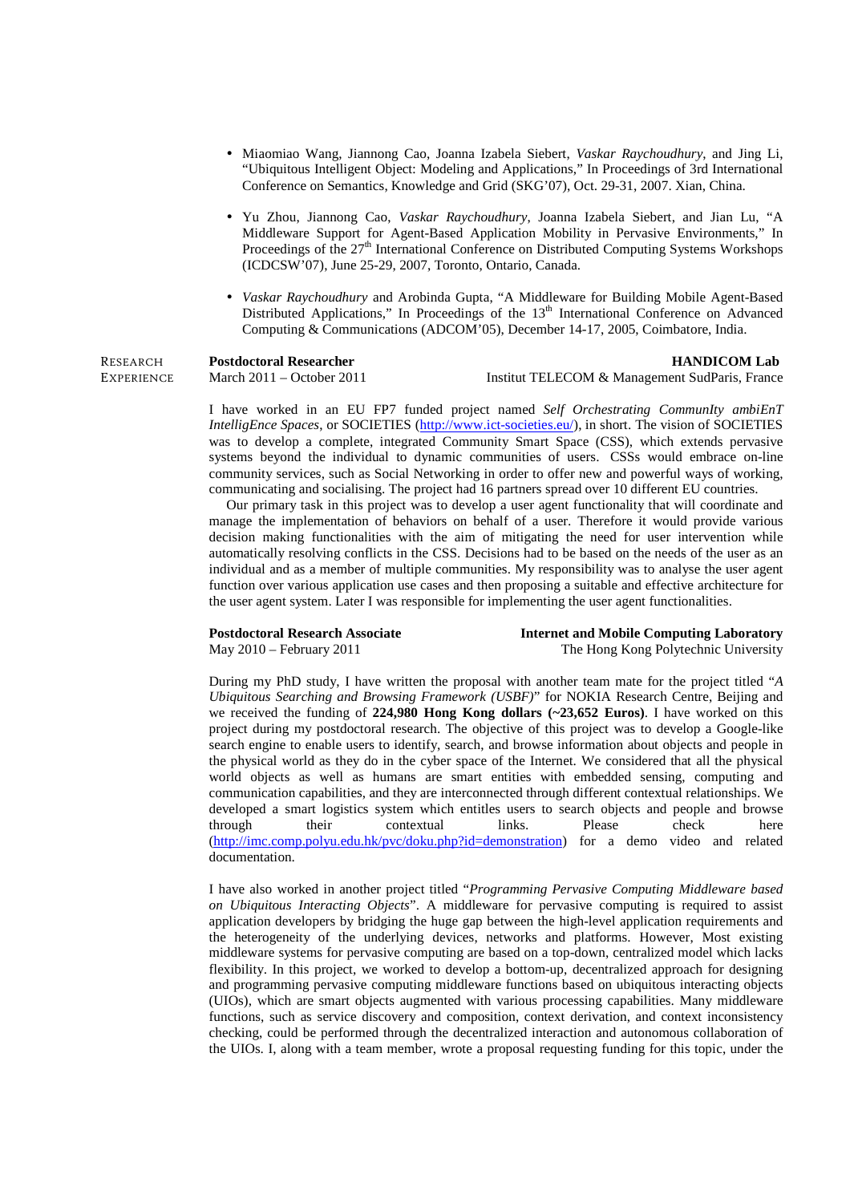- Miaomiao Wang, Jiannong Cao, Joanna Izabela Siebert, *Vaskar Raychoudhury*, and Jing Li, "Ubiquitous Intelligent Object: Modeling and Applications," In Proceedings of 3rd International Conference on Semantics, Knowledge and Grid (SKG'07), Oct. 29-31, 2007. Xian, China.

- Yu Zhou, Jiannong Cao, *Vaskar Raychoudhury*, Joanna Izabela Siebert, and Jian Lu, "A Middleware Support for Agent-Based Application Mobility in Pervasive Environments," In Proceedings of the 27th International Conference on Distributed Computing Systems Workshops (ICDCSW'07), June 25-29, 2007, Toronto, Ontario, Canada.

- *Vaskar Raychoudhury* and Arobinda Gupta, "A Middleware for Building Mobile Agent-Based Distributed Applications," In Proceedings of the 13th International Conference on Advanced Computing & Communications (ADCOM'05), December 14-17, 2005, Coimbatore, India.

## Research Experience

**Postdoctoral Researcher** — **HANDICOM Lab**
March 2011 – October 2011 — Institut TELECOM & Management SudParis, France

I have worked in an EU FP7 funded project named *Self Orchestrating CommunIty ambiEnT IntelligEnce Spaces*, or SOCIETIES (http://www.ict-societies.eu/), in short. The vision of SOCIETIES was to develop a complete, integrated Community Smart Space (CSS), which extends pervasive systems beyond the individual to dynamic communities of users. CSSs would embrace on-line community services, such as Social Networking in order to offer new and powerful ways of working, communicating and socialising. The project had 16 partners spread over 10 different EU countries.

Our primary task in this project was to develop a user agent functionality that will coordinate and manage the implementation of behaviors on behalf of a user. Therefore it would provide various decision making functionalities with the aim of mitigating the need for user intervention while automatically resolving conflicts in the CSS. Decisions had to be based on the needs of the user as an individual and as a member of multiple communities. My responsibility was to analyse the user agent function over various application use cases and then proposing a suitable and effective architecture for the user agent system. Later I was responsible for implementing the user agent functionalities.

**Postdoctoral Research Associate** — **Internet and Mobile Computing Laboratory**
May 2010 – February 2011 — The Hong Kong Polytechnic University

During my PhD study, I have written the proposal with another team mate for the project titled "*A Ubiquitous Searching and Browsing Framework (USBF)*" for NOKIA Research Centre, Beijing and we received the funding of **224,980 Hong Kong dollars (~23,652 Euros)**. I have worked on this project during my postdoctoral research. The objective of this project was to develop a Google-like search engine to enable users to identify, search, and browse information about objects and people in the physical world as they do in the cyber space of the Internet. We considered that all the physical world objects as well as humans are smart entities with embedded sensing, computing and communication capabilities, and they are interconnected through different contextual relationships. We developed a smart logistics system which entitles users to search objects and people and browse through their contextual links. Please check here (http://imc.comp.polyu.edu.hk/pvc/doku.php?id=demonstration) for a demo video and related documentation.

I have also worked in another project titled "*Programming Pervasive Computing Middleware based on Ubiquitous Interacting Objects*". A middleware for pervasive computing is required to assist application developers by bridging the huge gap between the high-level application requirements and the heterogeneity of the underlying devices, networks and platforms. However, Most existing middleware systems for pervasive computing are based on a top-down, centralized model which lacks flexibility. In this project, we worked to develop a bottom-up, decentralized approach for designing and programming pervasive computing middleware functions based on ubiquitous interacting objects (UIOs), which are smart objects augmented with various processing capabilities. Many middleware functions, such as service discovery and composition, context derivation, and context inconsistency checking, could be performed through the decentralized interaction and autonomous collaboration of the UIOs. I, along with a team member, wrote a proposal requesting funding for this topic, under the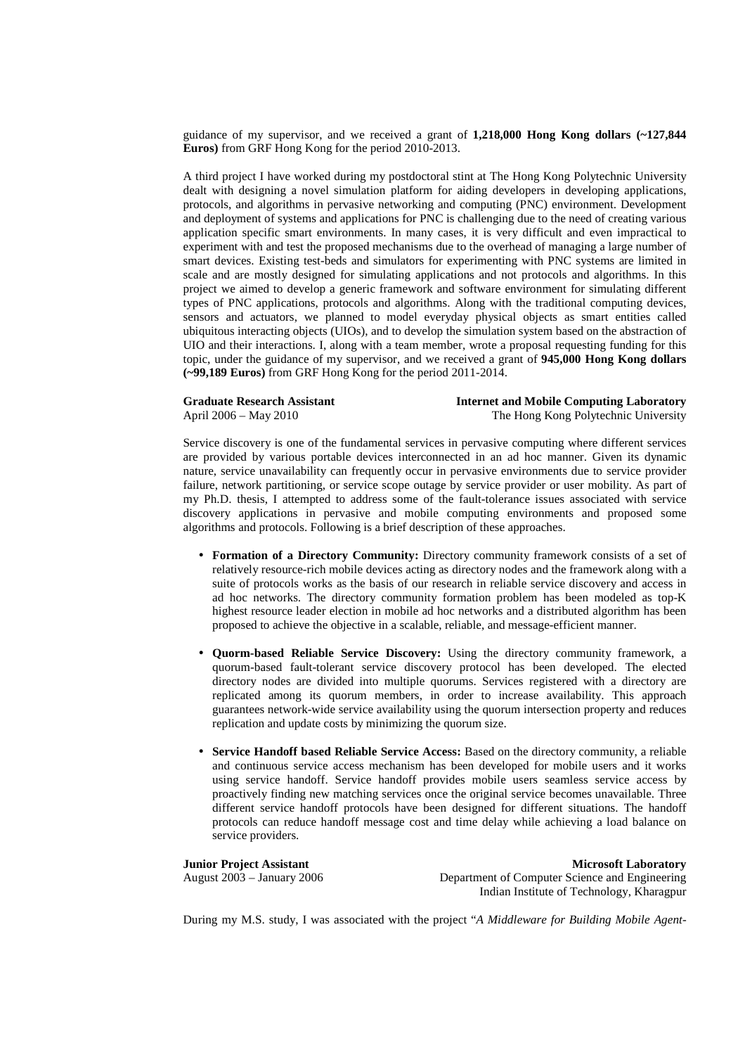guidance of my supervisor, and we received a grant of **1,218,000 Hong Kong dollars (~127,844 Euros)** from GRF Hong Kong for the period 2010-2013.

A third project I have worked during my postdoctoral stint at The Hong Kong Polytechnic University dealt with designing a novel simulation platform for aiding developers in developing applications, protocols, and algorithms in pervasive networking and computing (PNC) environment. Development and deployment of systems and applications for PNC is challenging due to the need of creating various application specific smart environments. In many cases, it is very difficult and even impractical to experiment with and test the proposed mechanisms due to the overhead of managing a large number of smart devices. Existing test-beds and simulators for experimenting with PNC systems are limited in scale and are mostly designed for simulating applications and not protocols and algorithms. In this project we aimed to develop a generic framework and software environment for simulating different types of PNC applications, protocols and algorithms. Along with the traditional computing devices, sensors and actuators, we planned to model everyday physical objects as smart entities called ubiquitous interacting objects (UIOs), and to develop the simulation system based on the abstraction of UIO and their interactions. I, along with a team member, wrote a proposal requesting funding for this topic, under the guidance of my supervisor, and we received a grant of **945,000 Hong Kong dollars (~99,189 Euros)** from GRF Hong Kong for the period 2011-2014.

**Graduate Research Assistant** | **Internet and Mobile Computing Laboratory**
April 2006 – May 2010 | The Hong Kong Polytechnic University

Service discovery is one of the fundamental services in pervasive computing where different services are provided by various portable devices interconnected in an ad hoc manner. Given its dynamic nature, service unavailability can frequently occur in pervasive environments due to service provider failure, network partitioning, or service scope outage by service provider or user mobility. As part of my Ph.D. thesis, I attempted to address some of the fault-tolerance issues associated with service discovery applications in pervasive and mobile computing environments and proposed some algorithms and protocols. Following is a brief description of these approaches.

- **Formation of a Directory Community:** Directory community framework consists of a set of relatively resource-rich mobile devices acting as directory nodes and the framework along with a suite of protocols works as the basis of our research in reliable service discovery and access in ad hoc networks. The directory community formation problem has been modeled as top-K highest resource leader election in mobile ad hoc networks and a distributed algorithm has been proposed to achieve the objective in a scalable, reliable, and message-efficient manner.

- **Quorm-based Reliable Service Discovery:** Using the directory community framework, a quorum-based fault-tolerant service discovery protocol has been developed. The elected directory nodes are divided into multiple quorums. Services registered with a directory are replicated among its quorum members, in order to increase availability. This approach guarantees network-wide service availability using the quorum intersection property and reduces replication and update costs by minimizing the quorum size.

- **Service Handoff based Reliable Service Access:** Based on the directory community, a reliable and continuous service access mechanism has been developed for mobile users and it works using service handoff. Service handoff provides mobile users seamless service access by proactively finding new matching services once the original service becomes unavailable. Three different service handoff protocols have been designed for different situations. The handoff protocols can reduce handoff message cost and time delay while achieving a load balance on service providers.

**Junior Project Assistant** | **Microsoft Laboratory**
August 2003 – January 2006 | Department of Computer Science and Engineering
Indian Institute of Technology, Kharagpur

During my M.S. study, I was associated with the project "*A Middleware for Building Mobile Agent-*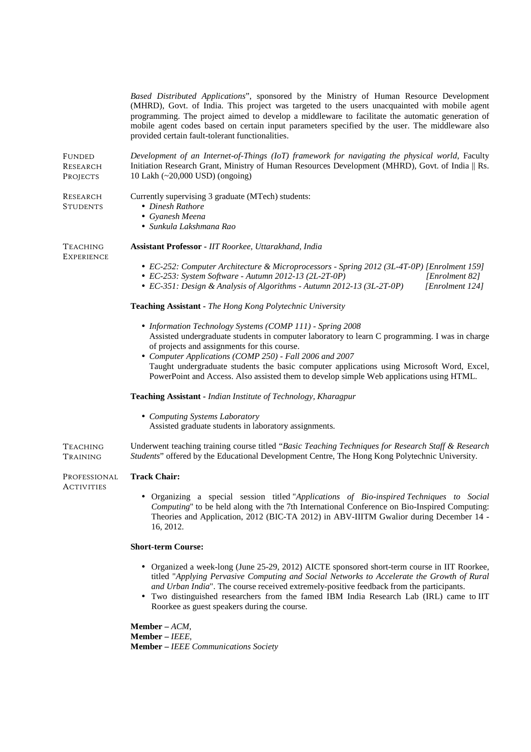*Based Distributed Applications*", sponsored by the Ministry of Human Resource Development (MHRD), Govt. of India. This project was targeted to the users unacquainted with mobile agent programming. The project aimed to develop a middleware to facilitate the automatic generation of mobile agent codes based on certain input parameters specified by the user. The middleware also provided certain fault-tolerant functionalities.

## FUNDED RESEARCH PROJECTS

*Development of an Internet-of-Things (IoT) framework for navigating the physical world*, Faculty Initiation Research Grant, Ministry of Human Resources Development (MHRD), Govt. of India || Rs. 10 Lakh (~20,000 USD) (ongoing)

## RESEARCH STUDENTS

Currently supervising 3 graduate (MTech) students:

- *Dinesh Rathore*
- *Gyanesh Meena*
- *Sunkula Lakshmana Rao*

## TEACHING EXPERIENCE

**Assistant Professor** - *IIT Roorkee, Uttarakhand, India*

- *EC-252: Computer Architecture & Microprocessors - Spring 2012 (3L-4T-0P) [Enrolment 159]*
- *EC-253: System Software - Autumn 2012-13 (2L-2T-0P) [Enrolment 82]*
- *EC-351: Design & Analysis of Algorithms - Autumn 2012-13 (3L-2T-0P) [Enrolment 124]*

**Teaching Assistant** - *The Hong Kong Polytechnic University*

- *Information Technology Systems (COMP 111) - Spring 2008*
  Assisted undergraduate students in computer laboratory to learn C programming. I was in charge of projects and assignments for this course.
- *Computer Applications (COMP 250) - Fall 2006 and 2007*
  Taught undergraduate students the basic computer applications using Microsoft Word, Excel, PowerPoint and Access. Also assisted them to develop simple Web applications using HTML.

**Teaching Assistant** - *Indian Institute of Technology, Kharagpur*

- *Computing Systems Laboratory*
  Assisted graduate students in laboratory assignments.

## TEACHING TRAINING

Underwent teaching training course titled "*Basic Teaching Techniques for Research Staff & Research Students*" offered by the Educational Development Centre, The Hong Kong Polytechnic University.

## PROFESSIONAL ACTIVITIES

**Track Chair:**

- Organizing a special session titled "*Applications of Bio-inspired Techniques to Social Computing*" to be held along with the 7th International Conference on Bio-Inspired Computing: Theories and Application, 2012 (BIC-TA 2012) in ABV-IIITM Gwalior during December 14 - 16, 2012.

**Short-term Course:**

- Organized a week-long (June 25-29, 2012) AICTE sponsored short-term course in IIT Roorkee, titled "*Applying Pervasive Computing and Social Networks to Accelerate the Growth of Rural and Urban India*". The course received extremely-positive feedback from the participants.
- Two distinguished researchers from the famed IBM India Research Lab (IRL) came to IIT Roorkee as guest speakers during the course.

**Member –** *ACM,*
**Member –** *IEEE,*
**Member –** *IEEE Communications Society*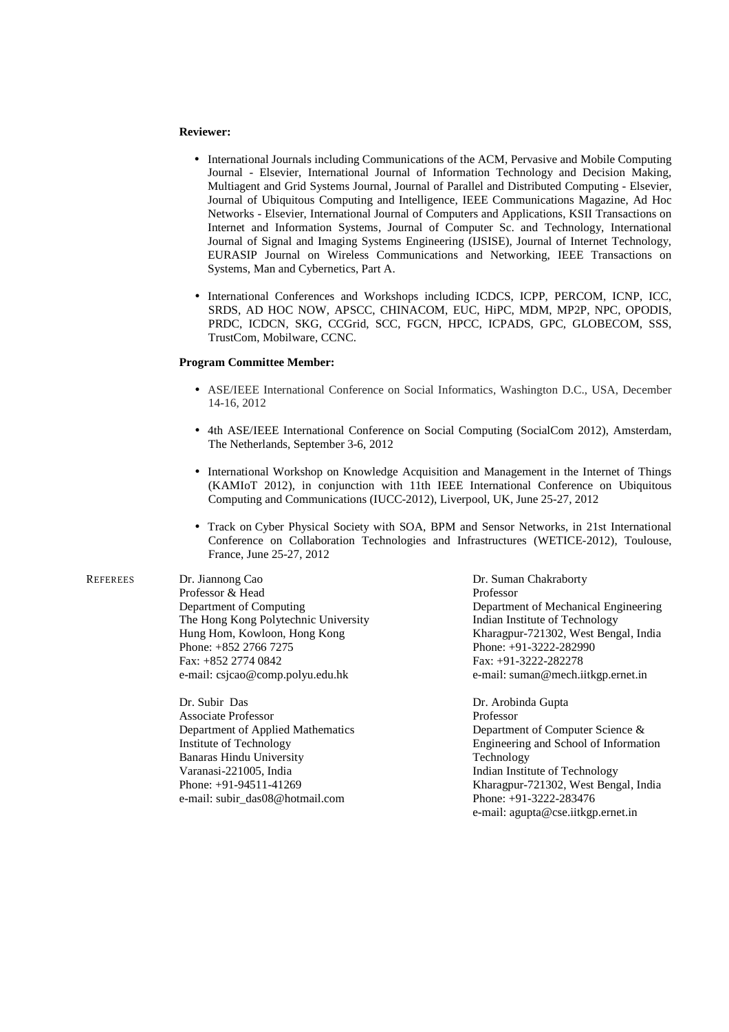**Reviewer:**

- International Journals including Communications of the ACM, Pervasive and Mobile Computing Journal - Elsevier, International Journal of Information Technology and Decision Making, Multiagent and Grid Systems Journal, Journal of Parallel and Distributed Computing - Elsevier, Journal of Ubiquitous Computing and Intelligence, IEEE Communications Magazine, Ad Hoc Networks - Elsevier, International Journal of Computers and Applications, KSII Transactions on Internet and Information Systems, Journal of Computer Sc. and Technology, International Journal of Signal and Imaging Systems Engineering (IJSISE), Journal of Internet Technology, EURASIP Journal on Wireless Communications and Networking, IEEE Transactions on Systems, Man and Cybernetics, Part A.

- International Conferences and Workshops including ICDCS, ICPP, PERCOM, ICNP, ICC, SRDS, AD HOC NOW, APSCC, CHINACOM, EUC, HiPC, MDM, MP2P, NPC, OPODIS, PRDC, ICDCN, SKG, CCGrid, SCC, FGCN, HPCC, ICPADS, GPC, GLOBECOM, SSS, TrustCom, Mobilware, CCNC.

**Program Committee Member:**

- ASE/IEEE International Conference on Social Informatics, Washington D.C., USA, December 14-16, 2012

- 4th ASE/IEEE International Conference on Social Computing (SocialCom 2012), Amsterdam, The Netherlands, September 3-6, 2012

- International Workshop on Knowledge Acquisition and Management in the Internet of Things (KAMIoT 2012), in conjunction with 11th IEEE International Conference on Ubiquitous Computing and Communications (IUCC-2012), Liverpool, UK, June 25-27, 2012

- Track on Cyber Physical Society with SOA, BPM and Sensor Networks, in 21st International Conference on Collaboration Technologies and Infrastructures (WETICE-2012), Toulouse, France, June 25-27, 2012

REFEREES

Dr. Jiannong Cao
Professor & Head
Department of Computing
The Hong Kong Polytechnic University
Hung Hom, Kowloon, Hong Kong
Phone: +852 2766 7275
Fax: +852 2774 0842
e-mail: csjcao@comp.polyu.edu.hk

Dr. Suman Chakraborty
Professor
Department of Mechanical Engineering
Indian Institute of Technology
Kharagpur-721302, West Bengal, India
Phone: +91-3222-282990
Fax: +91-3222-282278
e-mail: suman@mech.iitkgp.ernet.in

Dr. Subir Das
Associate Professor
Department of Applied Mathematics
Institute of Technology
Banaras Hindu University
Varanasi-221005, India
Phone: +91-94511-41269
e-mail: subir_das08@hotmail.com

Dr. Arobinda Gupta
Professor
Department of Computer Science & Engineering and School of Information Technology
Indian Institute of Technology
Kharagpur-721302, West Bengal, India
Phone: +91-3222-283476
e-mail: agupta@cse.iitkgp.ernet.in